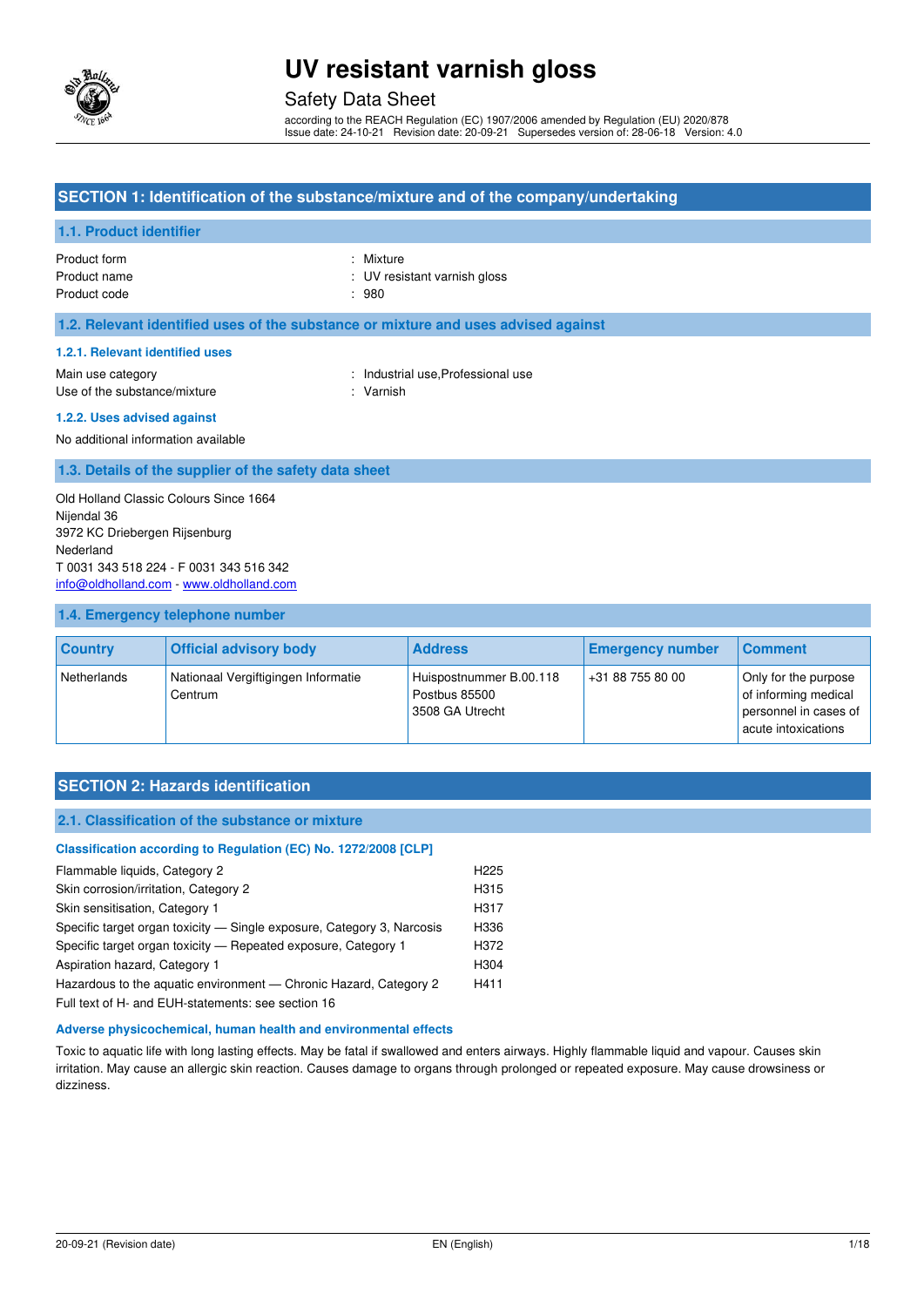# UV resistant varnish gloss

Safety Data Sheet

according to the REACH Regulation (EC) 1907/2006 amended by Regulation (EU) 2020/878
Issue date: 24-10-21 Revision date: 20-09-21 Supersedes version of: 28-06-18 Version: 4.0

## SECTION 1: Identification of the substance/mixture and of the company/undertaking

### 1.1. Product identifier

| | |
|---|---|
| Product form | : Mixture |
| Product name | : UV resistant varnish gloss |
| Product code | : 980 |

### 1.2. Relevant identified uses of the substance or mixture and uses advised against

#### 1.2.1. Relevant identified uses

| | |
|---|---|
| Main use category | : Industrial use,Professional use |
| Use of the substance/mixture | : Varnish |

#### 1.2.2. Uses advised against

No additional information available

### 1.3. Details of the supplier of the safety data sheet

Old Holland Classic Colours Since 1664
Nijendal 36
3972 KC Driebergen Rijsenburg
Nederland
T 0031 343 518 224 - F 0031 343 516 342
info@oldholland.com - www.oldholland.com

### 1.4. Emergency telephone number

| Country | Official advisory body | Address | Emergency number | Comment |
|---|---|---|---|---|
| Netherlands | Nationaal Vergiftigingen Informatie Centrum | Huispostnummer B.00.118 Postbus 85500 3508 GA Utrecht | +31 88 755 80 00 | Only for the purpose of informing medical personnel in cases of acute intoxications |

## SECTION 2: Hazards identification

### 2.1. Classification of the substance or mixture

#### Classification according to Regulation (EC) No. 1272/2008 [CLP]

| | |
|---|---|
| Flammable liquids, Category 2 | H225 |
| Skin corrosion/irritation, Category 2 | H315 |
| Skin sensitisation, Category 1 | H317 |
| Specific target organ toxicity — Single exposure, Category 3, Narcosis | H336 |
| Specific target organ toxicity — Repeated exposure, Category 1 | H372 |
| Aspiration hazard, Category 1 | H304 |
| Hazardous to the aquatic environment — Chronic Hazard, Category 2 | H411 |

Full text of H- and EUH-statements: see section 16

#### Adverse physicochemical, human health and environmental effects

Toxic to aquatic life with long lasting effects. May be fatal if swallowed and enters airways. Highly flammable liquid and vapour. Causes skin irritation. May cause an allergic skin reaction. Causes damage to organs through prolonged or repeated exposure. May cause drowsiness or dizziness.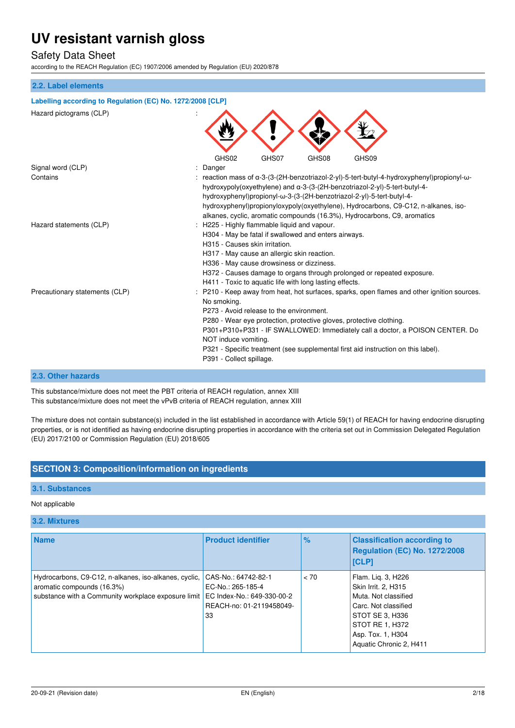## 2.2. Label elements

**Labelling according to Regulation (EC) No. 1272/2008 [CLP]**

Hazard pictograms (CLP) :

GHS02 GHS07 GHS08 GHS09

Signal word (CLP) : Danger

Contains : reaction mass of α-3-(3-(2H-benzotriazol-2-yl)-5-tert-butyl-4-hydroxyphenyl)propionyl-ω-hydroxypoly(oxyethylene) and α-3-(3-(2H-benzotriazol-2-yl)-5-tert-butyl-4-hydroxyphenyl)propionyl-ω-3-(3-(2H-benzotriazol-2-yl)-5-tert-butyl-4-hydroxyphenyl)propionyloxypoly(oxyethylene), Hydrocarbons, C9-C12, n-alkanes, iso-alkanes, cyclic, aromatic compounds (16.3%), Hydrocarbons, C9, aromatics

Hazard statements (CLP) :
H225 - Highly flammable liquid and vapour.
H304 - May be fatal if swallowed and enters airways.
H315 - Causes skin irritation.
H317 - May cause an allergic skin reaction.
H336 - May cause drowsiness or dizziness.
H372 - Causes damage to organs through prolonged or repeated exposure.
H411 - Toxic to aquatic life with long lasting effects.

Precautionary statements (CLP) :
P210 - Keep away from heat, hot surfaces, sparks, open flames and other ignition sources. No smoking.
P273 - Avoid release to the environment.
P280 - Wear eye protection, protective gloves, protective clothing.
P301+P310+P331 - IF SWALLOWED: Immediately call a doctor, a POISON CENTER. Do NOT induce vomiting.
P321 - Specific treatment (see supplemental first aid instruction on this label).
P391 - Collect spillage.

## 2.3. Other hazards

This substance/mixture does not meet the PBT criteria of REACH regulation, annex XIII
This substance/mixture does not meet the vPvB criteria of REACH regulation, annex XIII

The mixture does not contain substance(s) included in the list established in accordance with Article 59(1) of REACH for having endocrine disrupting properties, or is not identified as having endocrine disrupting properties in accordance with the criteria set out in Commission Delegated Regulation (EU) 2017/2100 or Commission Regulation (EU) 2018/605

# SECTION 3: Composition/information on ingredients

## 3.1. Substances

Not applicable

## 3.2. Mixtures

| Name | Product identifier | % | Classification according to Regulation (EC) No. 1272/2008 [CLP] |
|---|---|---|---|
| Hydrocarbons, C9-C12, n-alkanes, iso-alkanes, cyclic, aromatic compounds (16.3%)<br>substance with a Community workplace exposure limit | CAS-No.: 64742-82-1<br>EC-No.: 265-185-4<br>EC Index-No.: 649-330-00-2<br>REACH-no: 01-2119458049-33 | < 70 | Flam. Liq. 3, H226<br>Skin Irrit. 2, H315<br>Muta. Not classified<br>Carc. Not classified<br>STOT SE 3, H336<br>STOT RE 1, H372<br>Asp. Tox. 1, H304<br>Aquatic Chronic 2, H411 |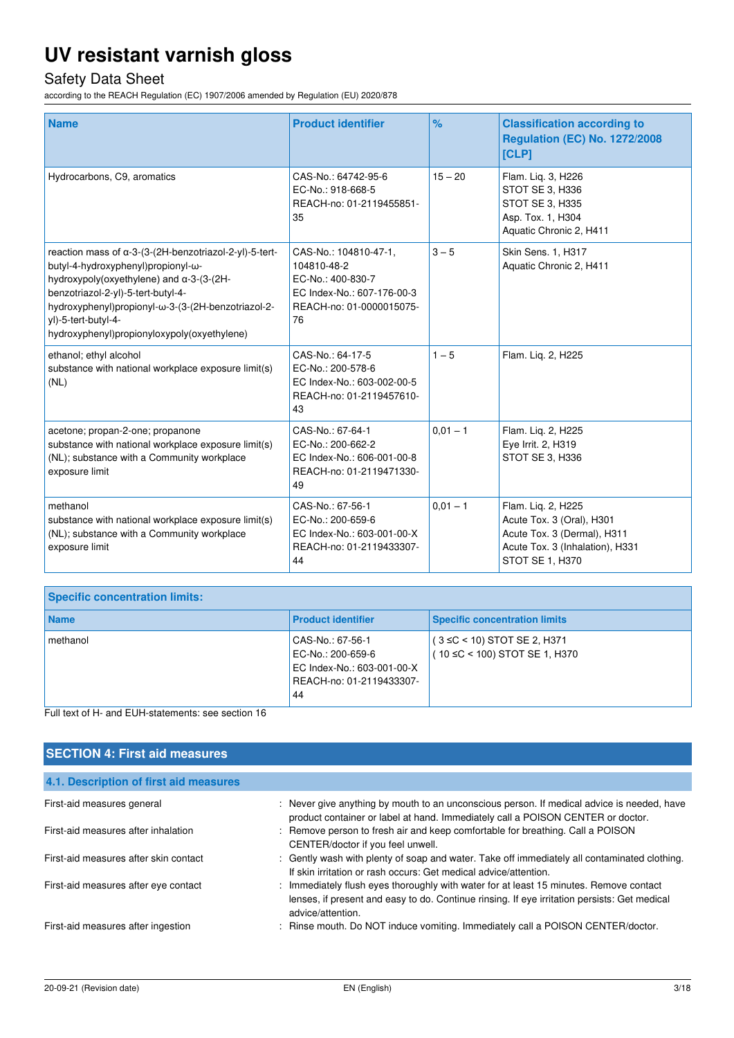| Name | Product identifier | % | Classification according to Regulation (EC) No. 1272/2008 [CLP] |
|---|---|---|---|
| Hydrocarbons, C9, aromatics | CAS-No.: 64742-95-6<br>EC-No.: 918-668-5<br>REACH-no: 01-2119455851-35 | 15 – 20 | Flam. Liq. 3, H226<br>STOT SE 3, H336<br>STOT SE 3, H335<br>Asp. Tox. 1, H304<br>Aquatic Chronic 2, H411 |
| reaction mass of α-3-(3-(2H-benzotriazol-2-yl)-5-tert-butyl-4-hydroxyphenyl)propionyl-ω-hydroxypoly(oxyethylene) and α-3-(3-(2H-benzotriazol-2-yl)-5-tert-butyl-4-hydroxyphenyl)propionyl-ω-3-(3-(2H-benzotriazol-2-yl)-5-tert-butyl-4-hydroxyphenyl)propionyloxypoly(oxyethylene) | CAS-No.: 104810-47-1, 104810-48-2<br>EC-No.: 400-830-7<br>EC Index-No.: 607-176-00-3<br>REACH-no: 01-0000015075-76 | 3 – 5 | Skin Sens. 1, H317<br>Aquatic Chronic 2, H411 |
| ethanol; ethyl alcohol<br>substance with national workplace exposure limit(s) (NL) | CAS-No.: 64-17-5<br>EC-No.: 200-578-6<br>EC Index-No.: 603-002-00-5<br>REACH-no: 01-2119457610-43 | 1 – 5 | Flam. Liq. 2, H225 |
| acetone; propan-2-one; propanone<br>substance with national workplace exposure limit(s) (NL); substance with a Community workplace exposure limit | CAS-No.: 67-64-1<br>EC-No.: 200-662-2<br>EC Index-No.: 606-001-00-8<br>REACH-no: 01-2119471330-49 | 0,01 – 1 | Flam. Liq. 2, H225<br>Eye Irrit. 2, H319<br>STOT SE 3, H336 |
| methanol<br>substance with national workplace exposure limit(s) (NL); substance with a Community workplace exposure limit | CAS-No.: 67-56-1<br>EC-No.: 200-659-6<br>EC Index-No.: 603-001-00-X<br>REACH-no: 01-2119433307-44 | 0,01 – 1 | Flam. Liq. 2, H225<br>Acute Tox. 3 (Oral), H301<br>Acute Tox. 3 (Dermal), H311<br>Acute Tox. 3 (Inhalation), H331<br>STOT SE 1, H370 |

| Specific concentration limits: | | |
|---|---|---|
| **Name** | **Product identifier** | **Specific concentration limits** |
| methanol | CAS-No.: 67-56-1<br>EC-No.: 200-659-6<br>EC Index-No.: 603-001-00-X<br>REACH-no: 01-2119433307-44 | ( 3 ≤C < 10) STOT SE 2, H371<br>( 10 ≤C < 100) STOT SE 1, H370 |

Full text of H- and EUH-statements: see section 16

## SECTION 4: First aid measures

### 4.1. Description of first aid measures

First-aid measures general : Never give anything by mouth to an unconscious person. If medical advice is needed, have product container or label at hand. Immediately call a POISON CENTER or doctor.

First-aid measures after inhalation : Remove person to fresh air and keep comfortable for breathing. Call a POISON CENTER/doctor if you feel unwell.

First-aid measures after skin contact : Gently wash with plenty of soap and water. Take off immediately all contaminated clothing. If skin irritation or rash occurs: Get medical advice/attention.

First-aid measures after eye contact : Immediately flush eyes thoroughly with water for at least 15 minutes. Remove contact lenses, if present and easy to do. Continue rinsing. If eye irritation persists: Get medical advice/attention.

First-aid measures after ingestion : Rinse mouth. Do NOT induce vomiting. Immediately call a POISON CENTER/doctor.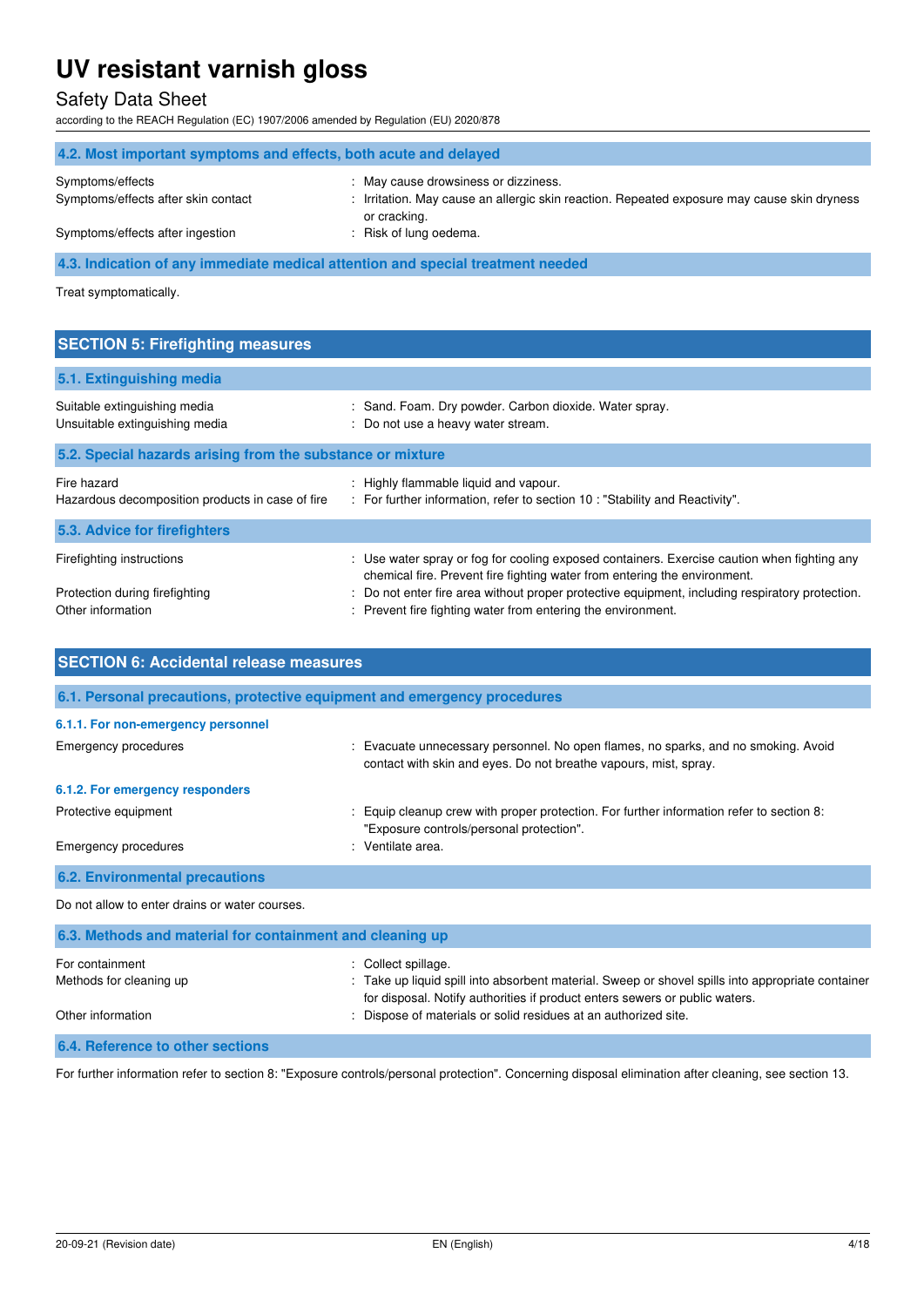### 4.2. Most important symptoms and effects, both acute and delayed

| | |
|---|---|
| Symptoms/effects | : May cause drowsiness or dizziness. |
| Symptoms/effects after skin contact | : Irritation. May cause an allergic skin reaction. Repeated exposure may cause skin dryness or cracking. |
| Symptoms/effects after ingestion | : Risk of lung oedema. |

### 4.3. Indication of any immediate medical attention and special treatment needed

Treat symptomatically.

## SECTION 5: Firefighting measures

### 5.1. Extinguishing media

| | |
|---|---|
| Suitable extinguishing media | : Sand. Foam. Dry powder. Carbon dioxide. Water spray. |
| Unsuitable extinguishing media | : Do not use a heavy water stream. |

### 5.2. Special hazards arising from the substance or mixture

| | |
|---|---|
| Fire hazard | : Highly flammable liquid and vapour. |
| Hazardous decomposition products in case of fire | : For further information, refer to section 10 : "Stability and Reactivity". |

### 5.3. Advice for firefighters

| | |
|---|---|
| Firefighting instructions | : Use water spray or fog for cooling exposed containers. Exercise caution when fighting any chemical fire. Prevent fire fighting water from entering the environment. |
| Protection during firefighting | : Do not enter fire area without proper protective equipment, including respiratory protection. |
| Other information | : Prevent fire fighting water from entering the environment. |

## SECTION 6: Accidental release measures

### 6.1. Personal precautions, protective equipment and emergency procedures

#### 6.1.1. For non-emergency personnel

| | |
|---|---|
| Emergency procedures | : Evacuate unnecessary personnel. No open flames, no sparks, and no smoking. Avoid contact with skin and eyes. Do not breathe vapours, mist, spray. |

#### 6.1.2. For emergency responders

| | |
|---|---|
| Protective equipment | : Equip cleanup crew with proper protection. For further information refer to section 8: "Exposure controls/personal protection". |
| Emergency procedures | : Ventilate area. |

### 6.2. Environmental precautions

Do not allow to enter drains or water courses.

### 6.3. Methods and material for containment and cleaning up

| | |
|---|---|
| For containment | : Collect spillage. |
| Methods for cleaning up | : Take up liquid spill into absorbent material. Sweep or shovel spills into appropriate container for disposal. Notify authorities if product enters sewers or public waters. |
| Other information | : Dispose of materials or solid residues at an authorized site. |

### 6.4. Reference to other sections

For further information refer to section 8: "Exposure controls/personal protection". Concerning disposal elimination after cleaning, see section 13.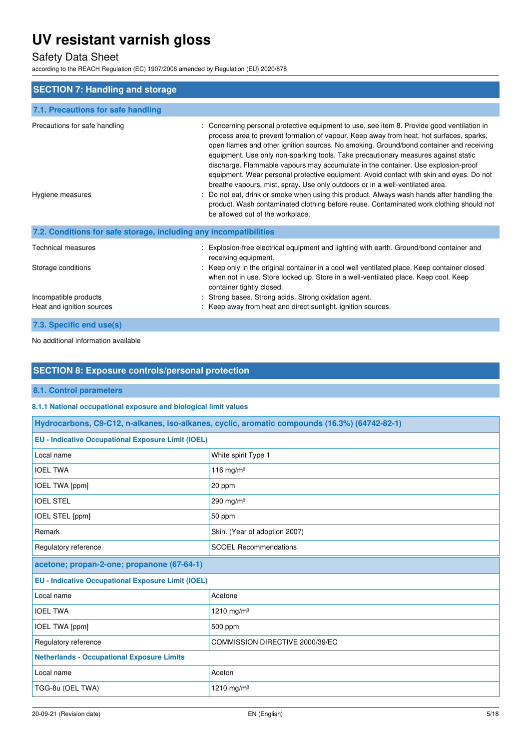## SECTION 7: Handling and storage

### 7.1. Precautions for safe handling

| | |
|---|---|
| Precautions for safe handling | : Concerning personal protective equipment to use, see item 8. Provide good ventilation in process area to prevent formation of vapour. Keep away from heat, hot surfaces, sparks, open flames and other ignition sources. No smoking. Ground/bond container and receiving equipment. Use only non-sparking tools. Take precautionary measures against static discharge. Flammable vapours may accumulate in the container. Use explosion-proof equipment. Wear personal protective equipment. Avoid contact with skin and eyes. Do not breathe vapours, mist, spray. Use only outdoors or in a well-ventilated area. |
| Hygiene measures | : Do not eat, drink or smoke when using this product. Always wash hands after handling the product. Wash contaminated clothing before reuse. Contaminated work clothing should not be allowed out of the workplace. |

### 7.2. Conditions for safe storage, including any incompatibilities

| | |
|---|---|
| Technical measures | : Explosion-free electrical equipment and lighting with earth. Ground/bond container and receiving equipment. |
| Storage conditions | : Keep only in the original container in a cool well ventilated place. Keep container closed when not in use. Store locked up. Store in a well-ventilated place. Keep cool. Keep container tightly closed. |
| Incompatible products | : Strong bases. Strong acids. Strong oxidation agent. |
| Heat and ignition sources | : Keep away from heat and direct sunlight. ignition sources. |

### 7.3. Specific end use(s)

No additional information available

## SECTION 8: Exposure controls/personal protection

### 8.1. Control parameters

#### 8.1.1 National occupational exposure and biological limit values

| Hydrocarbons, C9-C12, n-alkanes, iso-alkanes, cyclic, aromatic compounds (16.3%) (64742-82-1) | |
|---|---|
| **EU - Indicative Occupational Exposure Limit (IOEL)** | |
| Local name | White spirit Type 1 |
| IOEL TWA | 116 mg/m³ |
| IOEL TWA [ppm] | 20 ppm |
| IOEL STEL | 290 mg/m³ |
| IOEL STEL [ppm] | 50 ppm |
| Remark | Skin. (Year of adoption 2007) |
| Regulatory reference | SCOEL Recommendations |
| **acetone; propan-2-one; propanone (67-64-1)** | |
| **EU - Indicative Occupational Exposure Limit (IOEL)** | |
| Local name | Acetone |
| IOEL TWA | 1210 mg/m³ |
| IOEL TWA [ppm] | 500 ppm |
| Regulatory reference | COMMISSION DIRECTIVE 2000/39/EC |
| **Netherlands - Occupational Exposure Limits** | |
| Local name | Aceton |
| TGG-8u (OEL TWA) | 1210 mg/m³ |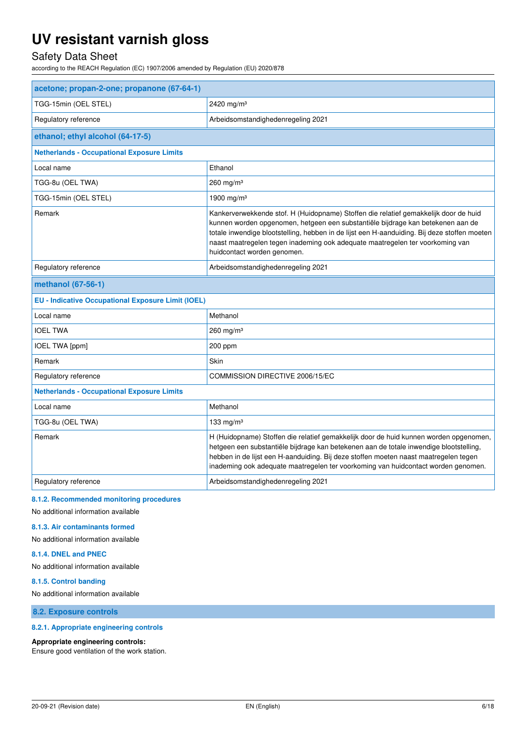| acetone; propan-2-one; propanone (67-64-1) | |
|---|---|
| TGG-15min (OEL STEL) | 2420 mg/m³ |
| Regulatory reference | Arbeidsomstandighedenregeling 2021 |
| **ethanol; ethyl alcohol (64-17-5)** | |
| **Netherlands - Occupational Exposure Limits** | |
| Local name | Ethanol |
| TGG-8u (OEL TWA) | 260 mg/m³ |
| TGG-15min (OEL STEL) | 1900 mg/m³ |
| Remark | Kankerverwekkende stof. H (Huidopname) Stoffen die relatief gemakkelijk door de huid kunnen worden opgenomen, hetgeen een substantiële bijdrage kan betekenen aan de totale inwendige blootstelling, hebben in de lijst een H-aanduiding. Bij deze stoffen moeten naast maatregelen tegen inademing ook adequate maatregelen ter voorkoming van huidcontact worden genomen. |
| Regulatory reference | Arbeidsomstandighedenregeling 2021 |
| **methanol (67-56-1)** | |
| **EU - Indicative Occupational Exposure Limit (IOEL)** | |
| Local name | Methanol |
| IOEL TWA | 260 mg/m³ |
| IOEL TWA [ppm] | 200 ppm |
| Remark | Skin |
| Regulatory reference | COMMISSION DIRECTIVE 2006/15/EC |
| **Netherlands - Occupational Exposure Limits** | |
| Local name | Methanol |
| TGG-8u (OEL TWA) | 133 mg/m³ |
| Remark | H (Huidopname) Stoffen die relatief gemakkelijk door de huid kunnen worden opgenomen, hetgeen een substantiële bijdrage kan betekenen aan de totale inwendige blootstelling, hebben in de lijst een H-aanduiding. Bij deze stoffen moeten naast maatregelen tegen inademing ook adequate maatregelen ter voorkoming van huidcontact worden genomen. |
| Regulatory reference | Arbeidsomstandighedenregeling 2021 |

#### 8.1.2. Recommended monitoring procedures

No additional information available

#### 8.1.3. Air contaminants formed

No additional information available

#### 8.1.4. DNEL and PNEC

No additional information available

#### 8.1.5. Control banding

No additional information available

### 8.2. Exposure controls

#### 8.2.1. Appropriate engineering controls

**Appropriate engineering controls:**
Ensure good ventilation of the work station.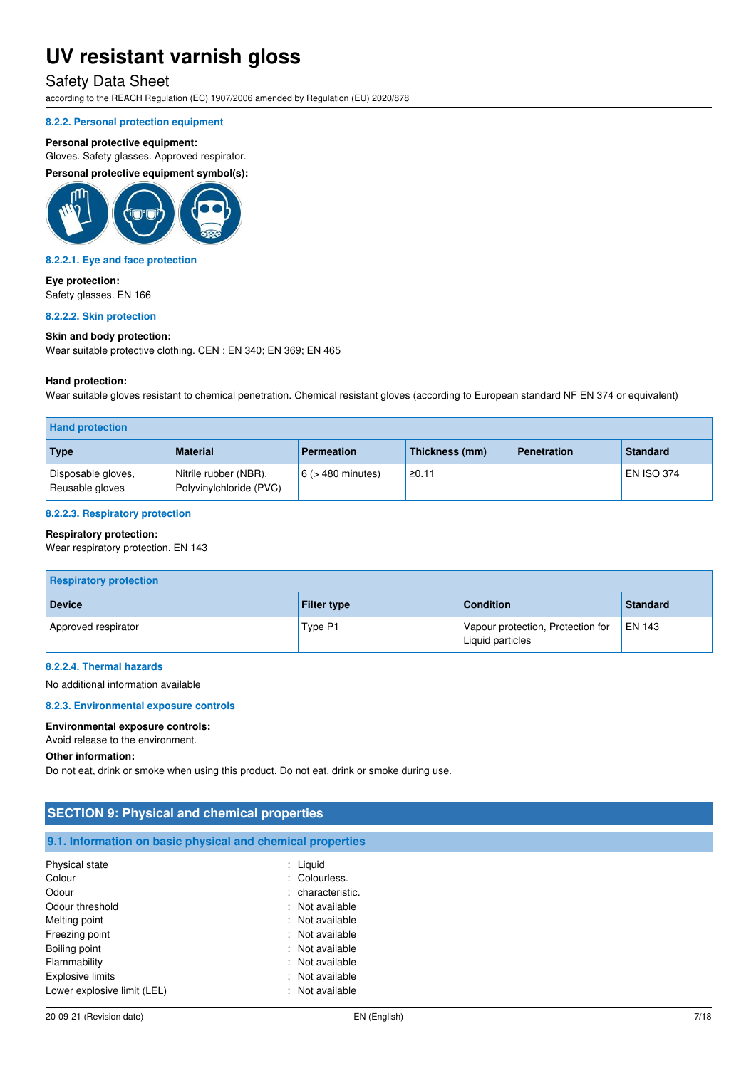#### 8.2.2. Personal protection equipment

**Personal protective equipment:**
Gloves. Safety glasses. Approved respirator.

**Personal protective equipment symbol(s):**

#### 8.2.2.1. Eye and face protection

**Eye protection:**
Safety glasses. EN 166

#### 8.2.2.2. Skin protection

**Skin and body protection:**
Wear suitable protective clothing. CEN : EN 340; EN 369; EN 465

**Hand protection:**
Wear suitable gloves resistant to chemical penetration. Chemical resistant gloves (according to European standard NF EN 374 or equivalent)

| Hand protection | | | | | |
|---|---|---|---|---|---|
| **Type** | **Material** | **Permeation** | **Thickness (mm)** | **Penetration** | **Standard** |
| Disposable gloves, Reusable gloves | Nitrile rubber (NBR), Polyvinylchloride (PVC) | 6 (> 480 minutes) | ≥0.11 | | EN ISO 374 |

#### 8.2.2.3. Respiratory protection

**Respiratory protection:**
Wear respiratory protection. EN 143

| Respiratory protection | | | |
|---|---|---|---|
| **Device** | **Filter type** | **Condition** | **Standard** |
| Approved respirator | Type P1 | Vapour protection, Protection for Liquid particles | EN 143 |

#### 8.2.2.4. Thermal hazards

No additional information available

#### 8.2.3. Environmental exposure controls

**Environmental exposure controls:**
Avoid release to the environment.

**Other information:**
Do not eat, drink or smoke when using this product. Do not eat, drink or smoke during use.

## SECTION 9: Physical and chemical properties

### 9.1. Information on basic physical and chemical properties

| | |
|---|---|
| Physical state | : Liquid |
| Colour | : Colourless. |
| Odour | : characteristic. |
| Odour threshold | : Not available |
| Melting point | : Not available |
| Freezing point | : Not available |
| Boiling point | : Not available |
| Flammability | : Not available |
| Explosive limits | : Not available |
| Lower explosive limit (LEL) | : Not available |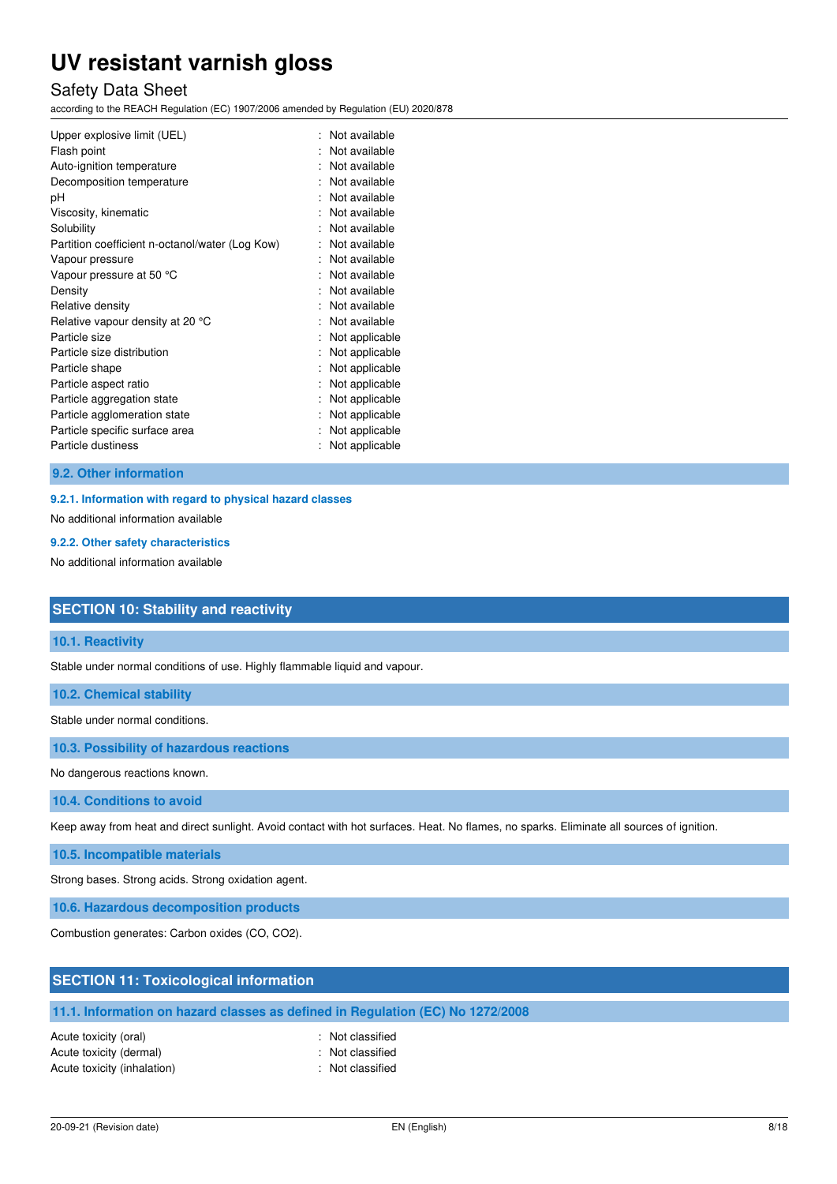| | |
|---|---|
| Upper explosive limit (UEL) | : Not available |
| Flash point | : Not available |
| Auto-ignition temperature | : Not available |
| Decomposition temperature | : Not available |
| pH | : Not available |
| Viscosity, kinematic | : Not available |
| Solubility | : Not available |
| Partition coefficient n-octanol/water (Log Kow) | : Not available |
| Vapour pressure | : Not available |
| Vapour pressure at 50 °C | : Not available |
| Density | : Not available |
| Relative density | : Not available |
| Relative vapour density at 20 °C | : Not available |
| Particle size | : Not applicable |
| Particle size distribution | : Not applicable |
| Particle shape | : Not applicable |
| Particle aspect ratio | : Not applicable |
| Particle aggregation state | : Not applicable |
| Particle agglomeration state | : Not applicable |
| Particle specific surface area | : Not applicable |
| Particle dustiness | : Not applicable |

### 9.2. Other information

#### 9.2.1. Information with regard to physical hazard classes

No additional information available

#### 9.2.2. Other safety characteristics

No additional information available

## SECTION 10: Stability and reactivity

### 10.1. Reactivity

Stable under normal conditions of use. Highly flammable liquid and vapour.

### 10.2. Chemical stability

Stable under normal conditions.

### 10.3. Possibility of hazardous reactions

No dangerous reactions known.

### 10.4. Conditions to avoid

Keep away from heat and direct sunlight. Avoid contact with hot surfaces. Heat. No flames, no sparks. Eliminate all sources of ignition.

### 10.5. Incompatible materials

Strong bases. Strong acids. Strong oxidation agent.

### 10.6. Hazardous decomposition products

Combustion generates: Carbon oxides (CO, $CO_2$).

## SECTION 11: Toxicological information

### 11.1. Information on hazard classes as defined in Regulation (EC) No 1272/2008

| | |
|---|---|
| Acute toxicity (oral) | : Not classified |
| Acute toxicity (dermal) | : Not classified |
| Acute toxicity (inhalation) | : Not classified |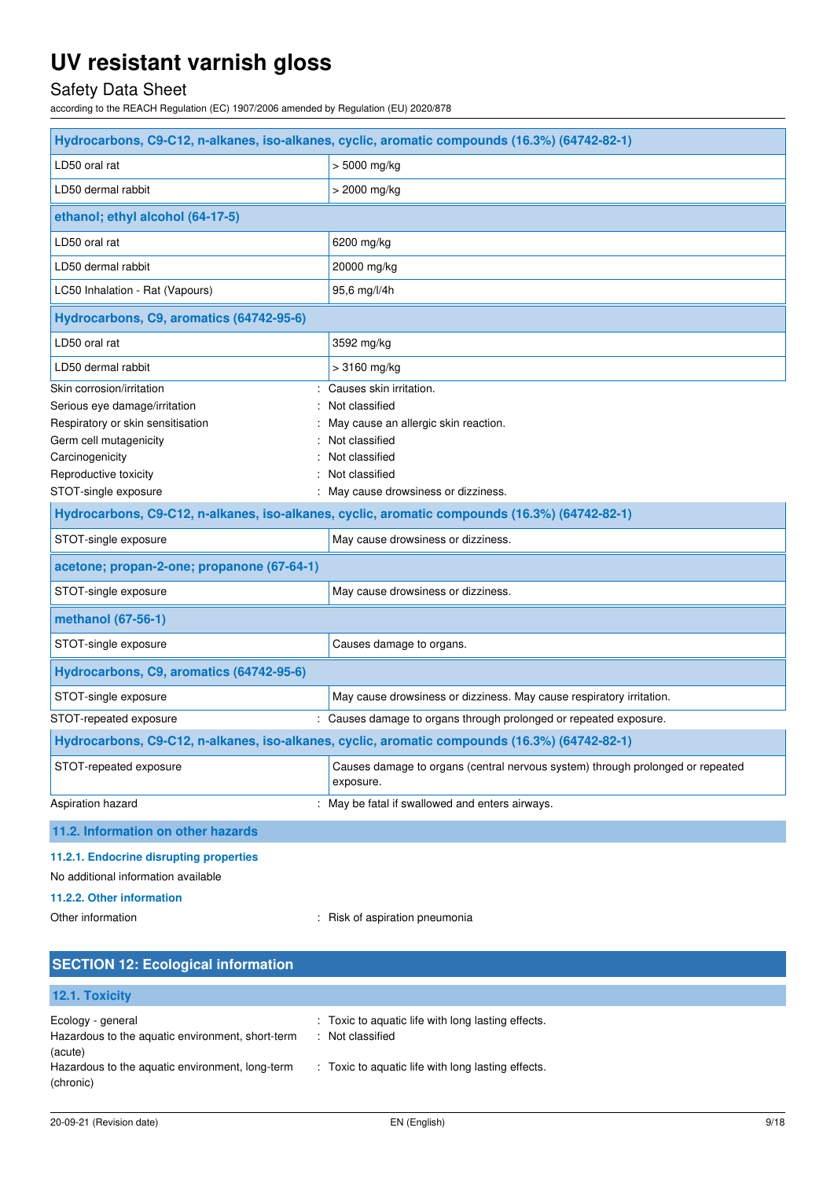| Hydrocarbons, C9-C12, n-alkanes, iso-alkanes, cyclic, aromatic compounds (16.3%) (64742-82-1) | |
|---|---|
| LD50 oral rat | > 5000 mg/kg |
| LD50 dermal rabbit | > 2000 mg/kg |

| ethanol; ethyl alcohol (64-17-5) | |
|---|---|
| LD50 oral rat | 6200 mg/kg |
| LD50 dermal rabbit | 20000 mg/kg |
| LC50 Inhalation - Rat (Vapours) | 95,6 mg/l/4h |

| Hydrocarbons, C9, aromatics (64742-95-6) | |
|---|---|
| LD50 oral rat | 3592 mg/kg |
| LD50 dermal rabbit | > 3160 mg/kg |

Skin corrosion/irritation : Causes skin irritation.

Serious eye damage/irritation : Not classified

Respiratory or skin sensitisation : May cause an allergic skin reaction.

Germ cell mutagenicity : Not classified

Carcinogenicity : Not classified

Reproductive toxicity : Not classified

STOT-single exposure : May cause drowsiness or dizziness.

| Hydrocarbons, C9-C12, n-alkanes, iso-alkanes, cyclic, aromatic compounds (16.3%) (64742-82-1) | |
|---|---|
| STOT-single exposure | May cause drowsiness or dizziness. |

| acetone; propan-2-one; propanone (67-64-1) | |
|---|---|
| STOT-single exposure | May cause drowsiness or dizziness. |

| methanol (67-56-1) | |
|---|---|
| STOT-single exposure | Causes damage to organs. |

| Hydrocarbons, C9, aromatics (64742-95-6) | |
|---|---|
| STOT-single exposure | May cause drowsiness or dizziness. May cause respiratory irritation. |

STOT-repeated exposure : Causes damage to organs through prolonged or repeated exposure.

| Hydrocarbons, C9-C12, n-alkanes, iso-alkanes, cyclic, aromatic compounds (16.3%) (64742-82-1) | |
|---|---|
| STOT-repeated exposure | Causes damage to organs (central nervous system) through prolonged or repeated exposure. |

Aspiration hazard : May be fatal if swallowed and enters airways.

### 11.2. Information on other hazards

#### 11.2.1. Endocrine disrupting properties

No additional information available

#### 11.2.2. Other information

Other information : Risk of aspiration pneumonia

## SECTION 12: Ecological information

### 12.1. Toxicity

Ecology - general : Toxic to aquatic life with long lasting effects.

Hazardous to the aquatic environment, short-term (acute) : Not classified

Hazardous to the aquatic environment, long-term (chronic) : Toxic to aquatic life with long lasting effects.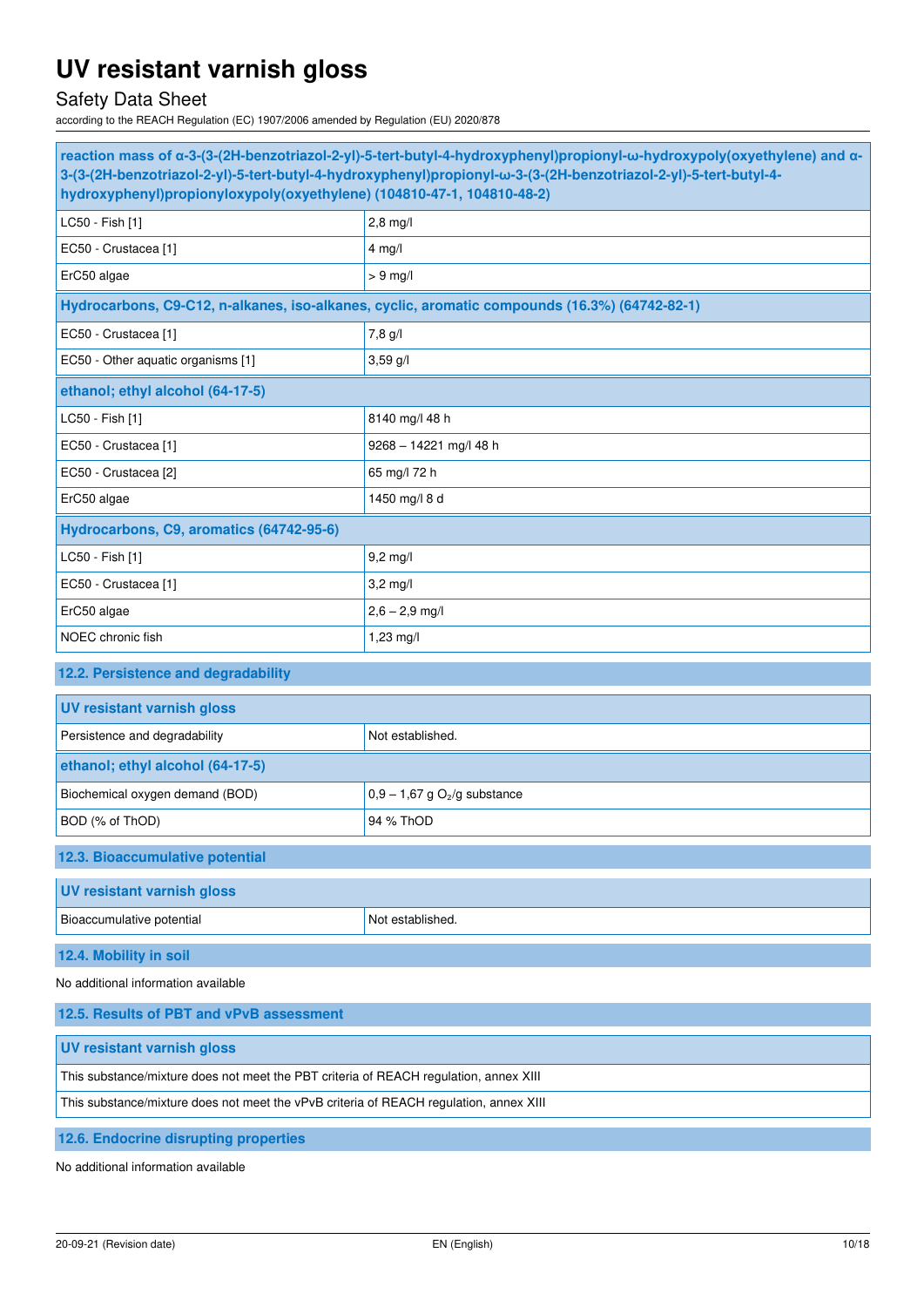| reaction mass of α-3-(3-(2H-benzotriazol-2-yl)-5-tert-butyl-4-hydroxyphenyl)propionyl-ω-hydroxypoly(oxyethylene) and α-3-(3-(2H-benzotriazol-2-yl)-5-tert-butyl-4-hydroxyphenyl)propionyl-ω-3-(3-(2H-benzotriazol-2-yl)-5-tert-butyl-4-hydroxyphenyl)propionyloxypoly(oxyethylene) (104810-47-1, 104810-48-2) | |
|---|---|
| LC50 - Fish [1] | 2,8 mg/l |
| EC50 - Crustacea [1] | 4 mg/l |
| ErC50 algae | > 9 mg/l |
| **Hydrocarbons, C9-C12, n-alkanes, iso-alkanes, cyclic, aromatic compounds (16.3%) (64742-82-1)** | |
| EC50 - Crustacea [1] | 7,8 g/l |
| EC50 - Other aquatic organisms [1] | 3,59 g/l |
| **ethanol; ethyl alcohol (64-17-5)** | |
| LC50 - Fish [1] | 8140 mg/l 48 h |
| EC50 - Crustacea [1] | 9268 – 14221 mg/l 48 h |
| EC50 - Crustacea [2] | 65 mg/l 72 h |
| ErC50 algae | 1450 mg/l 8 d |
| **Hydrocarbons, C9, aromatics (64742-95-6)** | |
| LC50 - Fish [1] | 9,2 mg/l |
| EC50 - Crustacea [1] | 3,2 mg/l |
| ErC50 algae | 2,6 – 2,9 mg/l |
| NOEC chronic fish | 1,23 mg/l |

## 12.2. Persistence and degradability

| UV resistant varnish gloss | |
|---|---|
| Persistence and degradability | Not established. |
| **ethanol; ethyl alcohol (64-17-5)** | |
| Biochemical oxygen demand (BOD) | 0,9 – 1,67 g $O_2$/g substance |
| BOD (% of ThOD) | 94 % ThOD |

## 12.3. Bioaccumulative potential

| UV resistant varnish gloss | |
|---|---|
| Bioaccumulative potential | Not established. |

## 12.4. Mobility in soil

No additional information available

## 12.5. Results of PBT and vPvB assessment

| UV resistant varnish gloss |
|---|
| This substance/mixture does not meet the PBT criteria of REACH regulation, annex XIII |
| This substance/mixture does not meet the vPvB criteria of REACH regulation, annex XIII |

## 12.6. Endocrine disrupting properties

No additional information available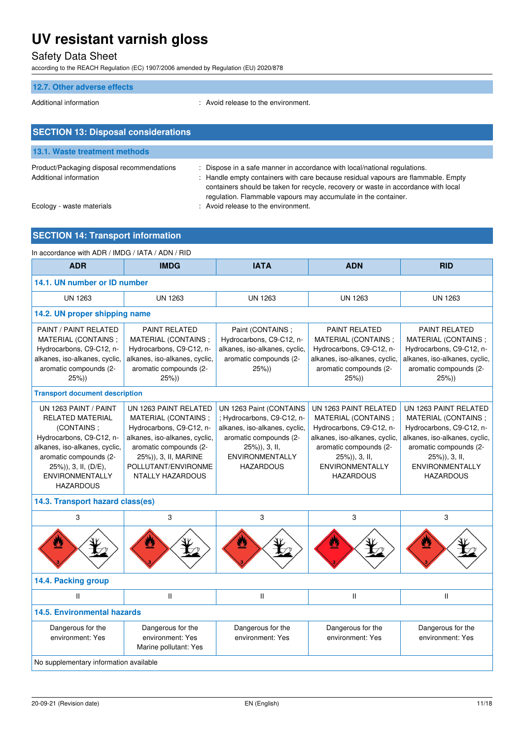### 12.7. Other adverse effects

Additional information : Avoid release to the environment.

## SECTION 13: Disposal considerations

### 13.1. Waste treatment methods

Product/Packaging disposal recommendations : Dispose in a safe manner in accordance with local/national regulations.

Additional information : Handle empty containers with care because residual vapours are flammable. Empty containers should be taken for recycle, recovery or waste in accordance with local regulation. Flammable vapours may accumulate in the container.

Ecology - waste materials : Avoid release to the environment.

## SECTION 14: Transport information

In accordance with ADR / IMDG / IATA / ADN / RID

| ADR | IMDG | IATA | ADN | RID |
|---|---|---|---|---|
| **14.1. UN number or ID number** | | | | |
| UN 1263 | UN 1263 | UN 1263 | UN 1263 | UN 1263 |
| **14.2. UN proper shipping name** | | | | |
| PAINT / PAINT RELATED MATERIAL (CONTAINS ; Hydrocarbons, C9-C12, n-alkanes, iso-alkanes, cyclic, aromatic compounds (2-25%)) | PAINT RELATED MATERIAL (CONTAINS ; Hydrocarbons, C9-C12, n-alkanes, iso-alkanes, cyclic, aromatic compounds (2-25%)) | Paint (CONTAINS ; Hydrocarbons, C9-C12, n-alkanes, iso-alkanes, cyclic, aromatic compounds (2-25%)) | PAINT RELATED MATERIAL (CONTAINS ; Hydrocarbons, C9-C12, n-alkanes, iso-alkanes, cyclic, aromatic compounds (2-25%)) | PAINT RELATED MATERIAL (CONTAINS ; Hydrocarbons, C9-C12, n-alkanes, iso-alkanes, cyclic, aromatic compounds (2-25%)) |
| **Transport document description** | | | | |
| UN 1263 PAINT / PAINT RELATED MATERIAL (CONTAINS ; Hydrocarbons, C9-C12, n-alkanes, iso-alkanes, cyclic, aromatic compounds (2-25%)), 3, II, (D/E), ENVIRONMENTALLY HAZARDOUS | UN 1263 PAINT RELATED MATERIAL (CONTAINS ; Hydrocarbons, C9-C12, n-alkanes, iso-alkanes, cyclic, aromatic compounds (2-25%)), 3, II, MARINE POLLUTANT/ENVIRONMENTALLY HAZARDOUS | UN 1263 Paint (CONTAINS ; Hydrocarbons, C9-C12, n-alkanes, iso-alkanes, cyclic, aromatic compounds (2-25%)), 3, II, ENVIRONMENTALLY HAZARDOUS | UN 1263 PAINT RELATED MATERIAL (CONTAINS ; Hydrocarbons, C9-C12, n-alkanes, iso-alkanes, cyclic, aromatic compounds (2-25%)), 3, II, ENVIRONMENTALLY HAZARDOUS | UN 1263 PAINT RELATED MATERIAL (CONTAINS ; Hydrocarbons, C9-C12, n-alkanes, iso-alkanes, cyclic, aromatic compounds (2-25%)), 3, II, ENVIRONMENTALLY HAZARDOUS |
| **14.3. Transport hazard class(es)** | | | | |
| 3 | 3 | 3 | 3 | 3 |
| **14.4. Packing group** | | | | |
| II | II | II | II | II |
| **14.5. Environmental hazards** | | | | |
| Dangerous for the environment: Yes | Dangerous for the environment: Yes<br>Marine pollutant: Yes | Dangerous for the environment: Yes | Dangerous for the environment: Yes | Dangerous for the environment: Yes |
| No supplementary information available | | | | |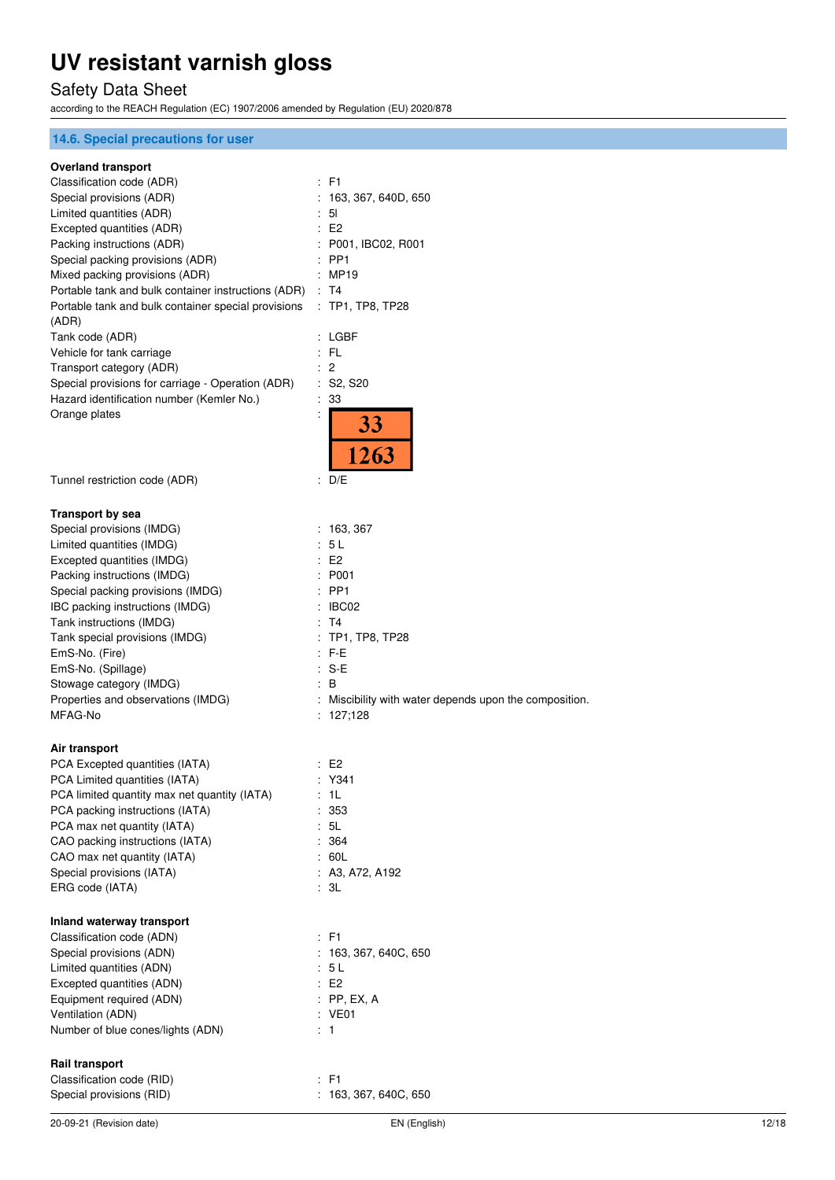## 14.6. Special precautions for user

**Overland transport**

| | |
|---|---|
| Classification code (ADR) | : F1 |
| Special provisions (ADR) | : 163, 367, 640D, 650 |
| Limited quantities (ADR) | : 5l |
| Excepted quantities (ADR) | : E2 |
| Packing instructions (ADR) | : P001, IBC02, R001 |
| Special packing provisions (ADR) | : PP1 |
| Mixed packing provisions (ADR) | : MP19 |
| Portable tank and bulk container instructions (ADR) | : T4 |
| Portable tank and bulk container special provisions (ADR) | : TP1, TP8, TP28 |
| Tank code (ADR) | : LGBF |
| Vehicle for tank carriage | : FL |
| Transport category (ADR) | : 2 |
| Special provisions for carriage - Operation (ADR) | : S2, S20 |
| Hazard identification number (Kemler No.) | : 33 |
| Orange plates | : 33 / 1263 |
| Tunnel restriction code (ADR) | : D/E |

**Transport by sea**

| | |
|---|---|
| Special provisions (IMDG) | : 163, 367 |
| Limited quantities (IMDG) | : 5 L |
| Excepted quantities (IMDG) | : E2 |
| Packing instructions (IMDG) | : P001 |
| Special packing provisions (IMDG) | : PP1 |
| IBC packing instructions (IMDG) | : IBC02 |
| Tank instructions (IMDG) | : T4 |
| Tank special provisions (IMDG) | : TP1, TP8, TP28 |
| EmS-No. (Fire) | : F-E |
| EmS-No. (Spillage) | : S-E |
| Stowage category (IMDG) | : B |
| Properties and observations (IMDG) | : Miscibility with water depends upon the composition. |
| MFAG-No | : 127;128 |

**Air transport**

| | |
|---|---|
| PCA Excepted quantities (IATA) | : E2 |
| PCA Limited quantities (IATA) | : Y341 |
| PCA limited quantity max net quantity (IATA) | : 1L |
| PCA packing instructions (IATA) | : 353 |
| PCA max net quantity (IATA) | : 5L |
| CAO packing instructions (IATA) | : 364 |
| CAO max net quantity (IATA) | : 60L |
| Special provisions (IATA) | : A3, A72, A192 |
| ERG code (IATA) | : 3L |

**Inland waterway transport**

| | |
|---|---|
| Classification code (ADN) | : F1 |
| Special provisions (ADN) | : 163, 367, 640C, 650 |
| Limited quantities (ADN) | : 5 L |
| Excepted quantities (ADN) | : E2 |
| Equipment required (ADN) | : PP, EX, A |
| Ventilation (ADN) | : VE01 |
| Number of blue cones/lights (ADN) | : 1 |

**Rail transport**

| | |
|---|---|
| Classification code (RID) | : F1 |
| Special provisions (RID) | : 163, 367, 640C, 650 |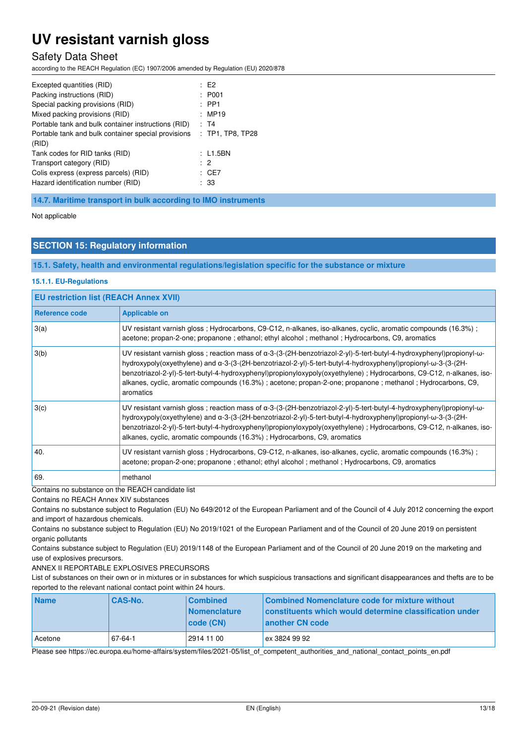| | |
|---|---|
| Excepted quantities (RID) | : E2 |
| Packing instructions (RID) | : P001 |
| Special packing provisions (RID) | : PP1 |
| Mixed packing provisions (RID) | : MP19 |
| Portable tank and bulk container instructions (RID) | : T4 |
| Portable tank and bulk container special provisions (RID) | : TP1, TP8, TP28 |
| Tank codes for RID tanks (RID) | : L1.5BN |
| Transport category (RID) | : 2 |
| Colis express (express parcels) (RID) | : CE7 |
| Hazard identification number (RID) | : 33 |

### 14.7. Maritime transport in bulk according to IMO instruments

Not applicable

## SECTION 15: Regulatory information

### 15.1. Safety, health and environmental regulations/legislation specific for the substance or mixture

#### 15.1.1. EU-Regulations

**EU restriction list (REACH Annex XVII)**

| Reference code | Applicable on |
|---|---|
| 3(a) | UV resistant varnish gloss ; Hydrocarbons, C9-C12, n-alkanes, iso-alkanes, cyclic, aromatic compounds (16.3%) ; acetone; propan-2-one; propanone ; ethanol; ethyl alcohol ; methanol ; Hydrocarbons, C9, aromatics |
| 3(b) | UV resistant varnish gloss ; reaction mass of α-3-(3-(2H-benzotriazol-2-yl)-5-tert-butyl-4-hydroxyphenyl)propionyl-ω-hydroxypoly(oxyethylene) and α-3-(3-(2H-benzotriazol-2-yl)-5-tert-butyl-4-hydroxyphenyl)propionyl-ω-3-(3-(2H-benzotriazol-2-yl)-5-tert-butyl-4-hydroxyphenyl)propionyloxypoly(oxyethylene) ; Hydrocarbons, C9-C12, n-alkanes, iso-alkanes, cyclic, aromatic compounds (16.3%) ; acetone; propan-2-one; propanone ; methanol ; Hydrocarbons, C9, aromatics |
| 3(c) | UV resistant varnish gloss ; reaction mass of α-3-(3-(2H-benzotriazol-2-yl)-5-tert-butyl-4-hydroxyphenyl)propionyl-ω-hydroxypoly(oxyethylene) and α-3-(3-(2H-benzotriazol-2-yl)-5-tert-butyl-4-hydroxyphenyl)propionyl-ω-3-(3-(2H-benzotriazol-2-yl)-5-tert-butyl-4-hydroxyphenyl)propionyloxypoly(oxyethylene) ; Hydrocarbons, C9-C12, n-alkanes, iso-alkanes, cyclic, aromatic compounds (16.3%) ; Hydrocarbons, C9, aromatics |
| 40. | UV resistant varnish gloss ; Hydrocarbons, C9-C12, n-alkanes, iso-alkanes, cyclic, aromatic compounds (16.3%) ; acetone; propan-2-one; propanone ; ethanol; ethyl alcohol ; methanol ; Hydrocarbons, C9, aromatics |
| 69. | methanol |

Contains no substance on the REACH candidate list

Contains no REACH Annex XIV substances

Contains no substance subject to Regulation (EU) No 649/2012 of the European Parliament and of the Council of 4 July 2012 concerning the export and import of hazardous chemicals.

Contains no substance subject to Regulation (EU) No 2019/1021 of the European Parliament and of the Council of 20 June 2019 on persistent organic pollutants

Contains substance subject to Regulation (EU) 2019/1148 of the European Parliament and of the Council of 20 June 2019 on the marketing and use of explosives precursors.

ANNEX II REPORTABLE EXPLOSIVES PRECURSORS

List of substances on their own or in mixtures or in substances for which suspicious transactions and significant disappearances and thefts are to be reported to the relevant national contact point within 24 hours.

| Name | CAS-No. | Combined Nomenclature code (CN) | Combined Nomenclature code for mixture without constituents which would determine classification under another CN code |
|---|---|---|---|
| Acetone | 67-64-1 | 2914 11 00 | ex 3824 99 92 |

Please see https://ec.europa.eu/home-affairs/system/files/2021-05/list_of_competent_authorities_and_national_contact_points_en.pdf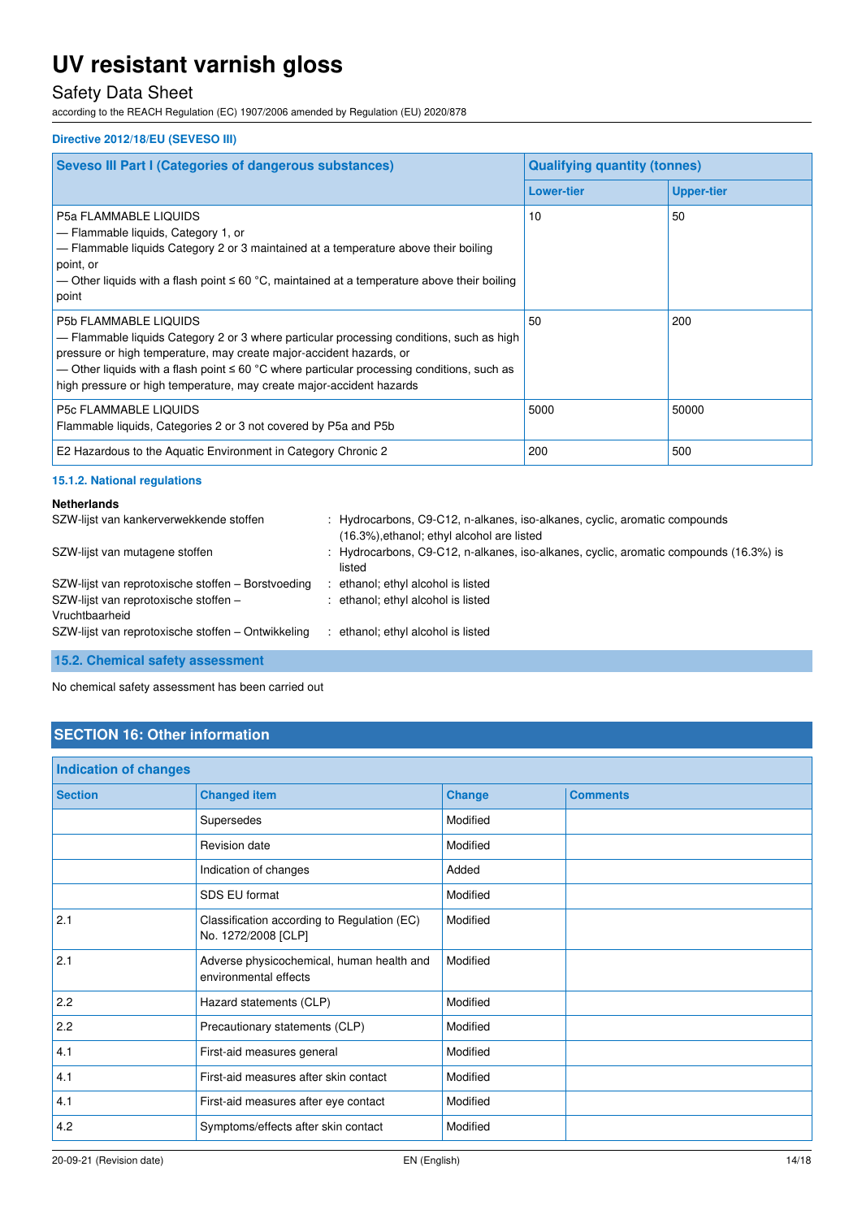#### Directive 2012/18/EU (SEVESO III)

| Seveso III Part I (Categories of dangerous substances) | Qualifying quantity (tonnes) | |
|---|---|---|
| | Lower-tier | Upper-tier |
| P5a FLAMMABLE LIQUIDS<br>— Flammable liquids, Category 1, or<br>— Flammable liquids Category 2 or 3 maintained at a temperature above their boiling point, or<br>— Other liquids with a flash point ≤ 60 °C, maintained at a temperature above their boiling point | 10 | 50 |
| P5b FLAMMABLE LIQUIDS<br>— Flammable liquids Category 2 or 3 where particular processing conditions, such as high pressure or high temperature, may create major-accident hazards, or<br>— Other liquids with a flash point ≤ 60 °C where particular processing conditions, such as high pressure or high temperature, may create major-accident hazards | 50 | 200 |
| P5c FLAMMABLE LIQUIDS<br>Flammable liquids, Categories 2 or 3 not covered by P5a and P5b | 5000 | 50000 |
| E2 Hazardous to the Aquatic Environment in Category Chronic 2 | 200 | 500 |

#### 15.1.2. National regulations

**Netherlands**

SZW-lijst van kankerverwekkende stoffen : Hydrocarbons, C9-C12, n-alkanes, iso-alkanes, cyclic, aromatic compounds (16.3%),ethanol; ethyl alcohol are listed

SZW-lijst van mutagene stoffen : Hydrocarbons, C9-C12, n-alkanes, iso-alkanes, cyclic, aromatic compounds (16.3%) is listed

SZW-lijst van reprotoxische stoffen – Borstvoeding : ethanol; ethyl alcohol is listed

SZW-lijst van reprotoxische stoffen – Vruchtbaarheid : ethanol; ethyl alcohol is listed

SZW-lijst van reprotoxische stoffen – Ontwikkeling : ethanol; ethyl alcohol is listed

### 15.2. Chemical safety assessment

No chemical safety assessment has been carried out

## SECTION 16: Other information

**Indication of changes**

| Section | Changed item | Change | Comments |
|---|---|---|---|
| | Supersedes | Modified | |
| | Revision date | Modified | |
| | Indication of changes | Added | |
| | SDS EU format | Modified | |
| 2.1 | Classification according to Regulation (EC) No. 1272/2008 [CLP] | Modified | |
| 2.1 | Adverse physicochemical, human health and environmental effects | Modified | |
| 2.2 | Hazard statements (CLP) | Modified | |
| 2.2 | Precautionary statements (CLP) | Modified | |
| 4.1 | First-aid measures general | Modified | |
| 4.1 | First-aid measures after skin contact | Modified | |
| 4.1 | First-aid measures after eye contact | Modified | |
| 4.2 | Symptoms/effects after skin contact | Modified | |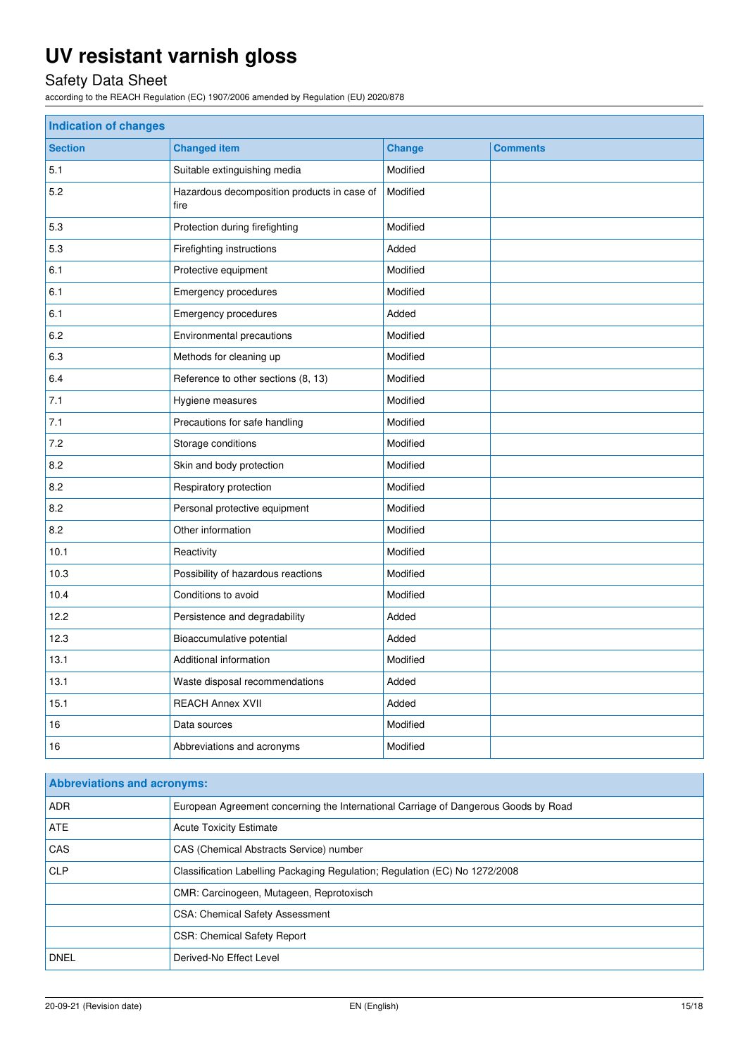# UV resistant varnish gloss

## Safety Data Sheet

according to the REACH Regulation (EC) 1907/2006 amended by Regulation (EU) 2020/878

**Indication of changes**

| Section | Changed item | Change | Comments |
|---|---|---|---|
| 5.1 | Suitable extinguishing media | Modified | |
| 5.2 | Hazardous decomposition products in case of fire | Modified | |
| 5.3 | Protection during firefighting | Modified | |
| 5.3 | Firefighting instructions | Added | |
| 6.1 | Protective equipment | Modified | |
| 6.1 | Emergency procedures | Modified | |
| 6.1 | Emergency procedures | Added | |
| 6.2 | Environmental precautions | Modified | |
| 6.3 | Methods for cleaning up | Modified | |
| 6.4 | Reference to other sections (8, 13) | Modified | |
| 7.1 | Hygiene measures | Modified | |
| 7.1 | Precautions for safe handling | Modified | |
| 7.2 | Storage conditions | Modified | |
| 8.2 | Skin and body protection | Modified | |
| 8.2 | Respiratory protection | Modified | |
| 8.2 | Personal protective equipment | Modified | |
| 8.2 | Other information | Modified | |
| 10.1 | Reactivity | Modified | |
| 10.3 | Possibility of hazardous reactions | Modified | |
| 10.4 | Conditions to avoid | Modified | |
| 12.2 | Persistence and degradability | Added | |
| 12.3 | Bioaccumulative potential | Added | |
| 13.1 | Additional information | Modified | |
| 13.1 | Waste disposal recommendations | Added | |
| 15.1 | REACH Annex XVII | Added | |
| 16 | Data sources | Modified | |
| 16 | Abbreviations and acronyms | Modified | |

**Abbreviations and acronyms:**

| | |
|---|---|
| ADR | European Agreement concerning the International Carriage of Dangerous Goods by Road |
| ATE | Acute Toxicity Estimate |
| CAS | CAS (Chemical Abstracts Service) number |
| CLP | Classification Labelling Packaging Regulation; Regulation (EC) No 1272/2008 |
| | CMR: Carcinogeen, Mutageen, Reprotoxisch |
| | CSA: Chemical Safety Assessment |
| | CSR: Chemical Safety Report |
| DNEL | Derived-No Effect Level |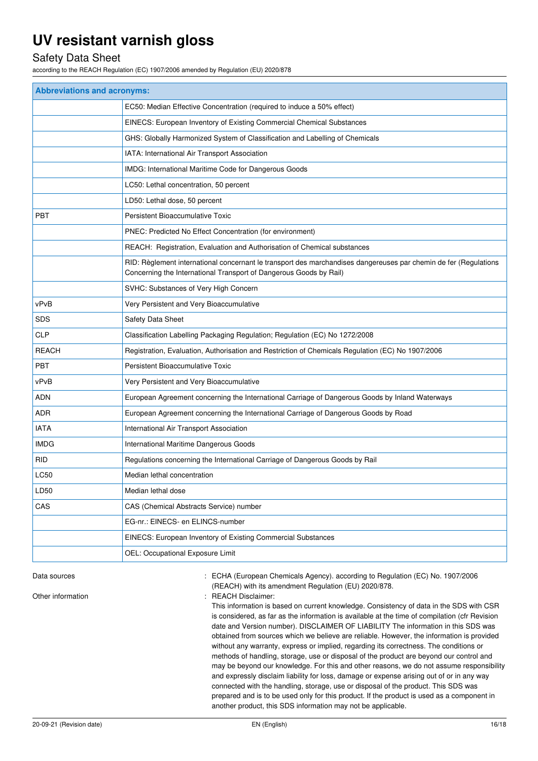| Abbreviations and acronyms: | |
|---|---|
| | EC50: Median Effective Concentration (required to induce a 50% effect) |
| | EINECS: European Inventory of Existing Commercial Chemical Substances |
| | GHS: Globally Harmonized System of Classification and Labelling of Chemicals |
| | IATA: International Air Transport Association |
| | IMDG: International Maritime Code for Dangerous Goods |
| | LC50: Lethal concentration, 50 percent |
| | LD50: Lethal dose, 50 percent |
| PBT | Persistent Bioaccumulative Toxic |
| | PNEC: Predicted No Effect Concentration (for environment) |
| | REACH: Registration, Evaluation and Authorisation of Chemical substances |
| | RID: Règlement international concernant le transport des marchandises dangereuses par chemin de fer (Regulations Concerning the International Transport of Dangerous Goods by Rail) |
| | SVHC: Substances of Very High Concern |
| vPvB | Very Persistent and Very Bioaccumulative |
| SDS | Safety Data Sheet |
| CLP | Classification Labelling Packaging Regulation; Regulation (EC) No 1272/2008 |
| REACH | Registration, Evaluation, Authorisation and Restriction of Chemicals Regulation (EC) No 1907/2006 |
| PBT | Persistent Bioaccumulative Toxic |
| vPvB | Very Persistent and Very Bioaccumulative |
| ADN | European Agreement concerning the International Carriage of Dangerous Goods by Inland Waterways |
| ADR | European Agreement concerning the International Carriage of Dangerous Goods by Road |
| IATA | International Air Transport Association |
| IMDG | International Maritime Dangerous Goods |
| RID | Regulations concerning the International Carriage of Dangerous Goods by Rail |
| LC50 | Median lethal concentration |
| LD50 | Median lethal dose |
| CAS | CAS (Chemical Abstracts Service) number |
| | EG-nr.: EINECS- en ELINCS-number |
| | EINECS: European Inventory of Existing Commercial Substances |
| | OEL: Occupational Exposure Limit |

Data sources : ECHA (European Chemicals Agency). according to Regulation (EC) No. 1907/2006 (REACH) with its amendment Regulation (EU) 2020/878.

Other information : REACH Disclaimer:
This information is based on current knowledge. Consistency of data in the SDS with CSR is considered, as far as the information is available at the time of compilation (cfr Revision date and Version number). DISCLAIMER OF LIABILITY The information in this SDS was obtained from sources which we believe are reliable. However, the information is provided without any warranty, express or implied, regarding its correctness. The conditions or methods of handling, storage, use or disposal of the product are beyond our control and may be beyond our knowledge. For this and other reasons, we do not assume responsibility and expressly disclaim liability for loss, damage or expense arising out of or in any way connected with the handling, storage, use or disposal of the product. This SDS was prepared and is to be used only for this product. If the product is used as a component in another product, this SDS information may not be applicable.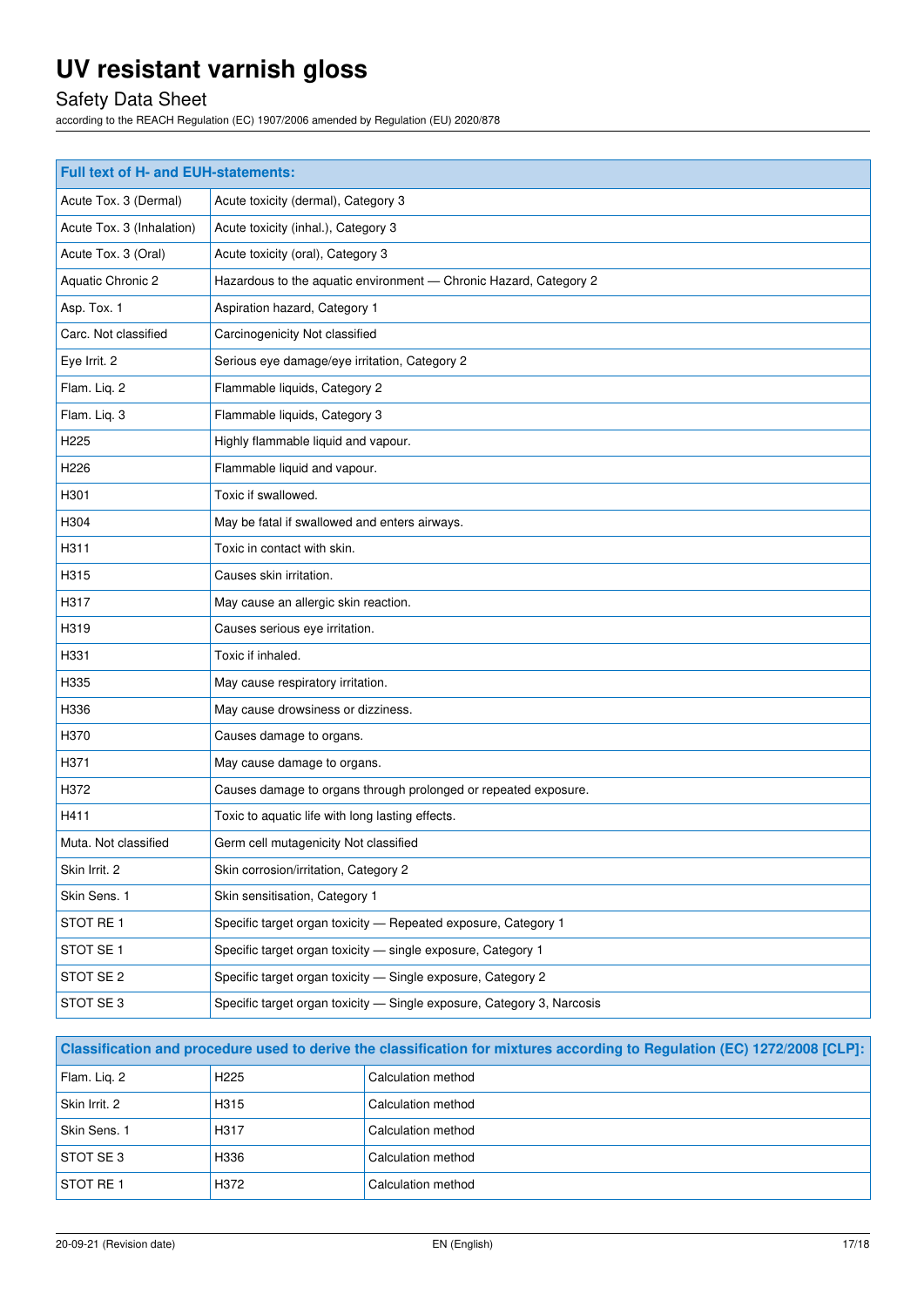| Full text of H- and EUH-statements: | |
|---|---|
| Acute Tox. 3 (Dermal) | Acute toxicity (dermal), Category 3 |
| Acute Tox. 3 (Inhalation) | Acute toxicity (inhal.), Category 3 |
| Acute Tox. 3 (Oral) | Acute toxicity (oral), Category 3 |
| Aquatic Chronic 2 | Hazardous to the aquatic environment — Chronic Hazard, Category 2 |
| Asp. Tox. 1 | Aspiration hazard, Category 1 |
| Carc. Not classified | Carcinogenicity Not classified |
| Eye Irrit. 2 | Serious eye damage/eye irritation, Category 2 |
| Flam. Liq. 2 | Flammable liquids, Category 2 |
| Flam. Liq. 3 | Flammable liquids, Category 3 |
| H225 | Highly flammable liquid and vapour. |
| H226 | Flammable liquid and vapour. |
| H301 | Toxic if swallowed. |
| H304 | May be fatal if swallowed and enters airways. |
| H311 | Toxic in contact with skin. |
| H315 | Causes skin irritation. |
| H317 | May cause an allergic skin reaction. |
| H319 | Causes serious eye irritation. |
| H331 | Toxic if inhaled. |
| H335 | May cause respiratory irritation. |
| H336 | May cause drowsiness or dizziness. |
| H370 | Causes damage to organs. |
| H371 | May cause damage to organs. |
| H372 | Causes damage to organs through prolonged or repeated exposure. |
| H411 | Toxic to aquatic life with long lasting effects. |
| Muta. Not classified | Germ cell mutagenicity Not classified |
| Skin Irrit. 2 | Skin corrosion/irritation, Category 2 |
| Skin Sens. 1 | Skin sensitisation, Category 1 |
| STOT RE 1 | Specific target organ toxicity — Repeated exposure, Category 1 |
| STOT SE 1 | Specific target organ toxicity — single exposure, Category 1 |
| STOT SE 2 | Specific target organ toxicity — Single exposure, Category 2 |
| STOT SE 3 | Specific target organ toxicity — Single exposure, Category 3, Narcosis |

| Classification and procedure used to derive the classification for mixtures according to Regulation (EC) 1272/2008 [CLP]: | | |
|---|---|---|
| Flam. Liq. 2 | H225 | Calculation method |
| Skin Irrit. 2 | H315 | Calculation method |
| Skin Sens. 1 | H317 | Calculation method |
| STOT SE 3 | H336 | Calculation method |
| STOT RE 1 | H372 | Calculation method |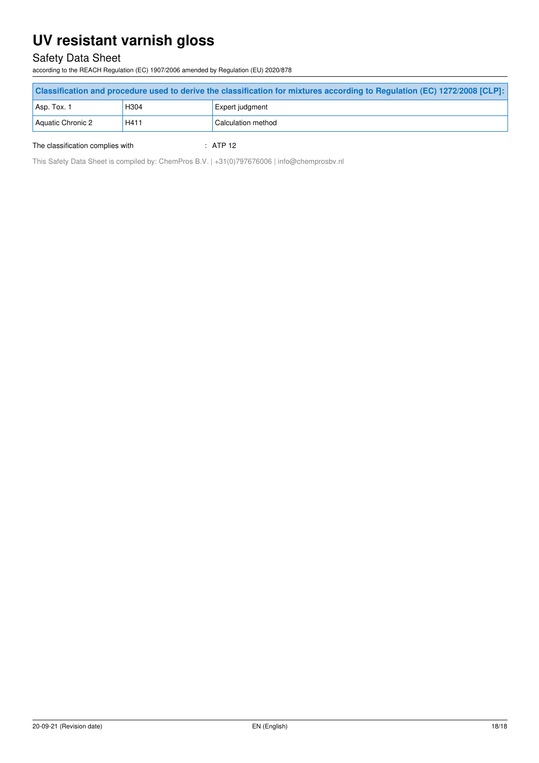| Classification and procedure used to derive the classification for mixtures according to Regulation (EC) 1272/2008 [CLP]: | | |
|---|---|---|
| Asp. Tox. 1 | H304 | Expert judgment |
| Aquatic Chronic 2 | H411 | Calculation method |

The classification complies with : ATP 12

This Safety Data Sheet is compiled by: ChemPros B.V. | +31(0)797676006 | info@chemprosbv.nl